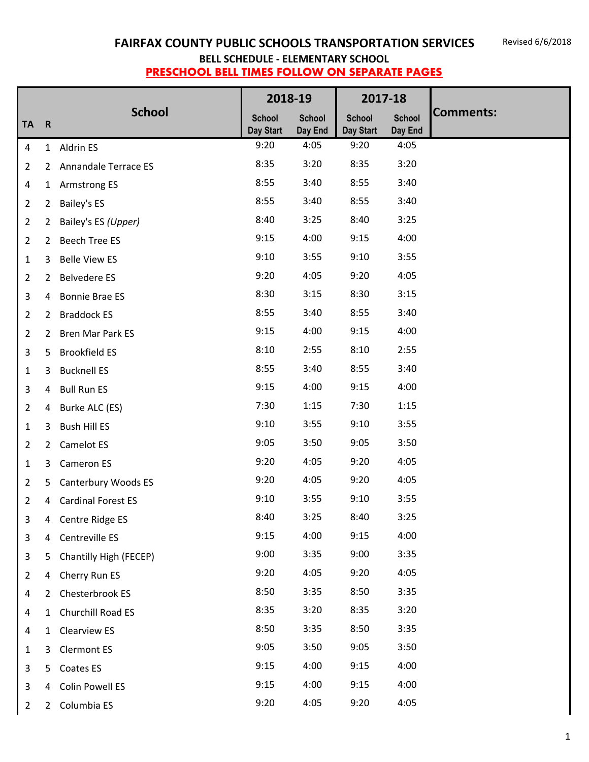# FAIRFAX COUNTY PUBLIC SCHOOLS TRANSPORTATION SERVICES

Revised 6/6/2018

## BELL SCHEDULE - ELEMENTARY SCHOOL

**PRESCHOOL BELL TIMES FOLLOW ON SEPARATE PAGES**

| TA | R | School | 2018-19 | | 2017-18 | | Comments: |
|---|---|---|---|---|---|---|---|
| | | | School Day Start | School Day End | School Day Start | School Day End | |
| 4 | 1 | Aldrin ES | 9:20 | 4:05 | 9:20 | 4:05 | |
| 2 | 2 | Annandale Terrace ES | 8:35 | 3:20 | 8:35 | 3:20 | |
| 4 | 1 | Armstrong ES | 8:55 | 3:40 | 8:55 | 3:40 | |
| 2 | 2 | Bailey's ES | 8:55 | 3:40 | 8:55 | 3:40 | |
| 2 | 2 | Bailey's ES *(Upper)* | 8:40 | 3:25 | 8:40 | 3:25 | |
| 2 | 2 | Beech Tree ES | 9:15 | 4:00 | 9:15 | 4:00 | |
| 1 | 3 | Belle View ES | 9:10 | 3:55 | 9:10 | 3:55 | |
| 2 | 2 | Belvedere ES | 9:20 | 4:05 | 9:20 | 4:05 | |
| 3 | 4 | Bonnie Brae ES | 8:30 | 3:15 | 8:30 | 3:15 | |
| 2 | 2 | Braddock ES | 8:55 | 3:40 | 8:55 | 3:40 | |
| 2 | 2 | Bren Mar Park ES | 9:15 | 4:00 | 9:15 | 4:00 | |
| 3 | 5 | Brookfield ES | 8:10 | 2:55 | 8:10 | 2:55 | |
| 1 | 3 | Bucknell ES | 8:55 | 3:40 | 8:55 | 3:40 | |
| 3 | 4 | Bull Run ES | 9:15 | 4:00 | 9:15 | 4:00 | |
| 2 | 4 | Burke ALC (ES) | 7:30 | 1:15 | 7:30 | 1:15 | |
| 1 | 3 | Bush Hill ES | 9:10 | 3:55 | 9:10 | 3:55 | |
| 2 | 2 | Camelot ES | 9:05 | 3:50 | 9:05 | 3:50 | |
| 1 | 3 | Cameron ES | 9:20 | 4:05 | 9:20 | 4:05 | |
| 2 | 5 | Canterbury Woods ES | 9:20 | 4:05 | 9:20 | 4:05 | |
| 2 | 4 | Cardinal Forest ES | 9:10 | 3:55 | 9:10 | 3:55 | |
| 3 | 4 | Centre Ridge ES | 8:40 | 3:25 | 8:40 | 3:25 | |
| 3 | 4 | Centreville ES | 9:15 | 4:00 | 9:15 | 4:00 | |
| 3 | 5 | Chantilly High (FECEP) | 9:00 | 3:35 | 9:00 | 3:35 | |
| 2 | 4 | Cherry Run ES | 9:20 | 4:05 | 9:20 | 4:05 | |
| 4 | 2 | Chesterbrook ES | 8:50 | 3:35 | 8:50 | 3:35 | |
| 4 | 1 | Churchill Road ES | 8:35 | 3:20 | 8:35 | 3:20 | |
| 4 | 1 | Clearview ES | 8:50 | 3:35 | 8:50 | 3:35 | |
| 1 | 3 | Clermont ES | 9:05 | 3:50 | 9:05 | 3:50 | |
| 3 | 5 | Coates ES | 9:15 | 4:00 | 9:15 | 4:00 | |
| 3 | 4 | Colin Powell ES | 9:15 | 4:00 | 9:15 | 4:00 | |
| 2 | 2 | Columbia ES | 9:20 | 4:05 | 9:20 | 4:05 | |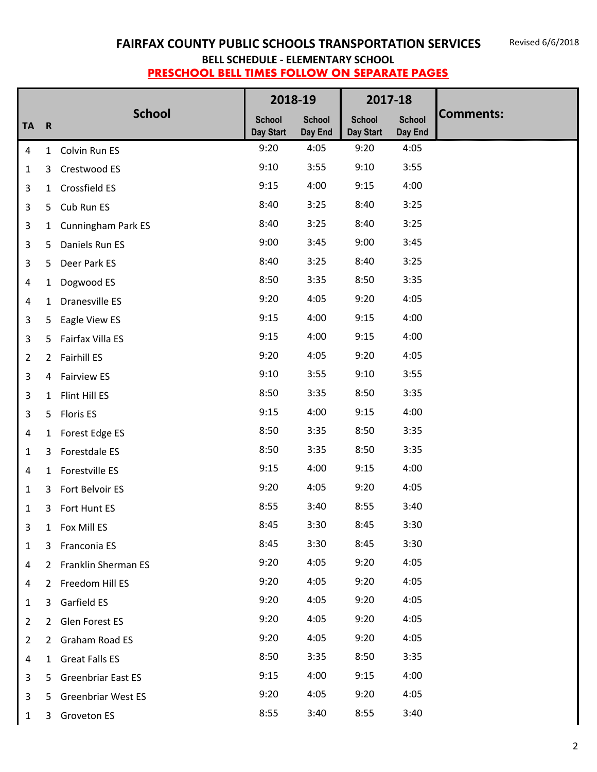# FAIRFAX COUNTY PUBLIC SCHOOLS TRANSPORTATION SERVICES

Revised 6/6/2018

## BELL SCHEDULE - ELEMENTARY SCHOOL

**PRESCHOOL BELL TIMES FOLLOW ON SEPARATE PAGES**

| TA | R | School | 2018-19 School Day Start | 2018-19 School Day End | 2017-18 School Day Start | 2017-18 School Day End | Comments: |
|---|---|---|---|---|---|---|---|
| 4 | 1 | Colvin Run ES | 9:20 | 4:05 | 9:20 | 4:05 | |
| 1 | 3 | Crestwood ES | 9:10 | 3:55 | 9:10 | 3:55 | |
| 3 | 1 | Crossfield ES | 9:15 | 4:00 | 9:15 | 4:00 | |
| 3 | 5 | Cub Run ES | 8:40 | 3:25 | 8:40 | 3:25 | |
| 3 | 1 | Cunningham Park ES | 8:40 | 3:25 | 8:40 | 3:25 | |
| 3 | 5 | Daniels Run ES | 9:00 | 3:45 | 9:00 | 3:45 | |
| 3 | 5 | Deer Park ES | 8:40 | 3:25 | 8:40 | 3:25 | |
| 4 | 1 | Dogwood ES | 8:50 | 3:35 | 8:50 | 3:35 | |
| 4 | 1 | Dranesville ES | 9:20 | 4:05 | 9:20 | 4:05 | |
| 3 | 5 | Eagle View ES | 9:15 | 4:00 | 9:15 | 4:00 | |
| 3 | 5 | Fairfax Villa ES | 9:15 | 4:00 | 9:15 | 4:00 | |
| 2 | 2 | Fairhill ES | 9:20 | 4:05 | 9:20 | 4:05 | |
| 3 | 4 | Fairview ES | 9:10 | 3:55 | 9:10 | 3:55 | |
| 3 | 1 | Flint Hill ES | 8:50 | 3:35 | 8:50 | 3:35 | |
| 3 | 5 | Floris ES | 9:15 | 4:00 | 9:15 | 4:00 | |
| 4 | 1 | Forest Edge ES | 8:50 | 3:35 | 8:50 | 3:35 | |
| 1 | 3 | Forestdale ES | 8:50 | 3:35 | 8:50 | 3:35 | |
| 4 | 1 | Forestville ES | 9:15 | 4:00 | 9:15 | 4:00 | |
| 1 | 3 | Fort Belvoir ES | 9:20 | 4:05 | 9:20 | 4:05 | |
| 1 | 3 | Fort Hunt ES | 8:55 | 3:40 | 8:55 | 3:40 | |
| 3 | 1 | Fox Mill ES | 8:45 | 3:30 | 8:45 | 3:30 | |
| 1 | 3 | Franconia ES | 8:45 | 3:30 | 8:45 | 3:30 | |
| 4 | 2 | Franklin Sherman ES | 9:20 | 4:05 | 9:20 | 4:05 | |
| 4 | 2 | Freedom Hill ES | 9:20 | 4:05 | 9:20 | 4:05 | |
| 1 | 3 | Garfield ES | 9:20 | 4:05 | 9:20 | 4:05 | |
| 2 | 2 | Glen Forest ES | 9:20 | 4:05 | 9:20 | 4:05 | |
| 2 | 2 | Graham Road ES | 9:20 | 4:05 | 9:20 | 4:05 | |
| 4 | 1 | Great Falls ES | 8:50 | 3:35 | 8:50 | 3:35 | |
| 3 | 5 | Greenbriar East ES | 9:15 | 4:00 | 9:15 | 4:00 | |
| 3 | 5 | Greenbriar West ES | 9:20 | 4:05 | 9:20 | 4:05 | |
| 1 | 3 | Groveton ES | 8:55 | 3:40 | 8:55 | 3:40 | |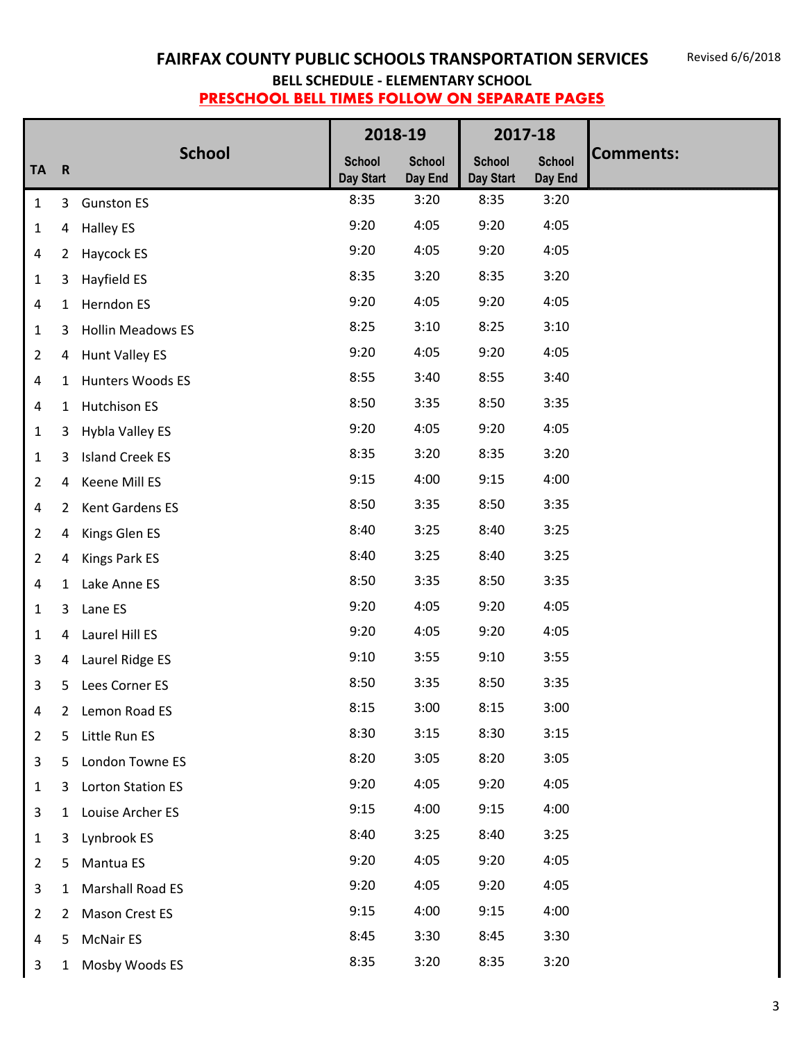# FAIRFAX COUNTY PUBLIC SCHOOLS TRANSPORTATION SERVICES

Revised 6/6/2018

## BELL SCHEDULE - ELEMENTARY SCHOOL

**PRESCHOOL BELL TIMES FOLLOW ON SEPARATE PAGES**

| TA | R | School | 2018-19 | | 2017-18 | | Comments: |
|---|---|---|---|---|---|---|---|
| | | | School Day Start | School Day End | School Day Start | School Day End | |
| 1 | 3 | Gunston ES | 8:35 | 3:20 | 8:35 | 3:20 | |
| 1 | 4 | Halley ES | 9:20 | 4:05 | 9:20 | 4:05 | |
| 4 | 2 | Haycock ES | 9:20 | 4:05 | 9:20 | 4:05 | |
| 1 | 3 | Hayfield ES | 8:35 | 3:20 | 8:35 | 3:20 | |
| 4 | 1 | Herndon ES | 9:20 | 4:05 | 9:20 | 4:05 | |
| 1 | 3 | Hollin Meadows ES | 8:25 | 3:10 | 8:25 | 3:10 | |
| 2 | 4 | Hunt Valley ES | 9:20 | 4:05 | 9:20 | 4:05 | |
| 4 | 1 | Hunters Woods ES | 8:55 | 3:40 | 8:55 | 3:40 | |
| 4 | 1 | Hutchison ES | 8:50 | 3:35 | 8:50 | 3:35 | |
| 1 | 3 | Hybla Valley ES | 9:20 | 4:05 | 9:20 | 4:05 | |
| 1 | 3 | Island Creek ES | 8:35 | 3:20 | 8:35 | 3:20 | |
| 2 | 4 | Keene Mill ES | 9:15 | 4:00 | 9:15 | 4:00 | |
| 4 | 2 | Kent Gardens ES | 8:50 | 3:35 | 8:50 | 3:35 | |
| 2 | 4 | Kings Glen ES | 8:40 | 3:25 | 8:40 | 3:25 | |
| 2 | 4 | Kings Park ES | 8:40 | 3:25 | 8:40 | 3:25 | |
| 4 | 1 | Lake Anne ES | 8:50 | 3:35 | 8:50 | 3:35 | |
| 1 | 3 | Lane ES | 9:20 | 4:05 | 9:20 | 4:05 | |
| 1 | 4 | Laurel Hill ES | 9:20 | 4:05 | 9:20 | 4:05 | |
| 3 | 4 | Laurel Ridge ES | 9:10 | 3:55 | 9:10 | 3:55 | |
| 3 | 5 | Lees Corner ES | 8:50 | 3:35 | 8:50 | 3:35 | |
| 4 | 2 | Lemon Road ES | 8:15 | 3:00 | 8:15 | 3:00 | |
| 2 | 5 | Little Run ES | 8:30 | 3:15 | 8:30 | 3:15 | |
| 3 | 5 | London Towne ES | 8:20 | 3:05 | 8:20 | 3:05 | |
| 1 | 3 | Lorton Station ES | 9:20 | 4:05 | 9:20 | 4:05 | |
| 3 | 1 | Louise Archer ES | 9:15 | 4:00 | 9:15 | 4:00 | |
| 1 | 3 | Lynbrook ES | 8:40 | 3:25 | 8:40 | 3:25 | |
| 2 | 5 | Mantua ES | 9:20 | 4:05 | 9:20 | 4:05 | |
| 3 | 1 | Marshall Road ES | 9:20 | 4:05 | 9:20 | 4:05 | |
| 2 | 2 | Mason Crest ES | 9:15 | 4:00 | 9:15 | 4:00 | |
| 4 | 5 | McNair ES | 8:45 | 3:30 | 8:45 | 3:30 | |
| 3 | 1 | Mosby Woods ES | 8:35 | 3:20 | 8:35 | 3:20 | |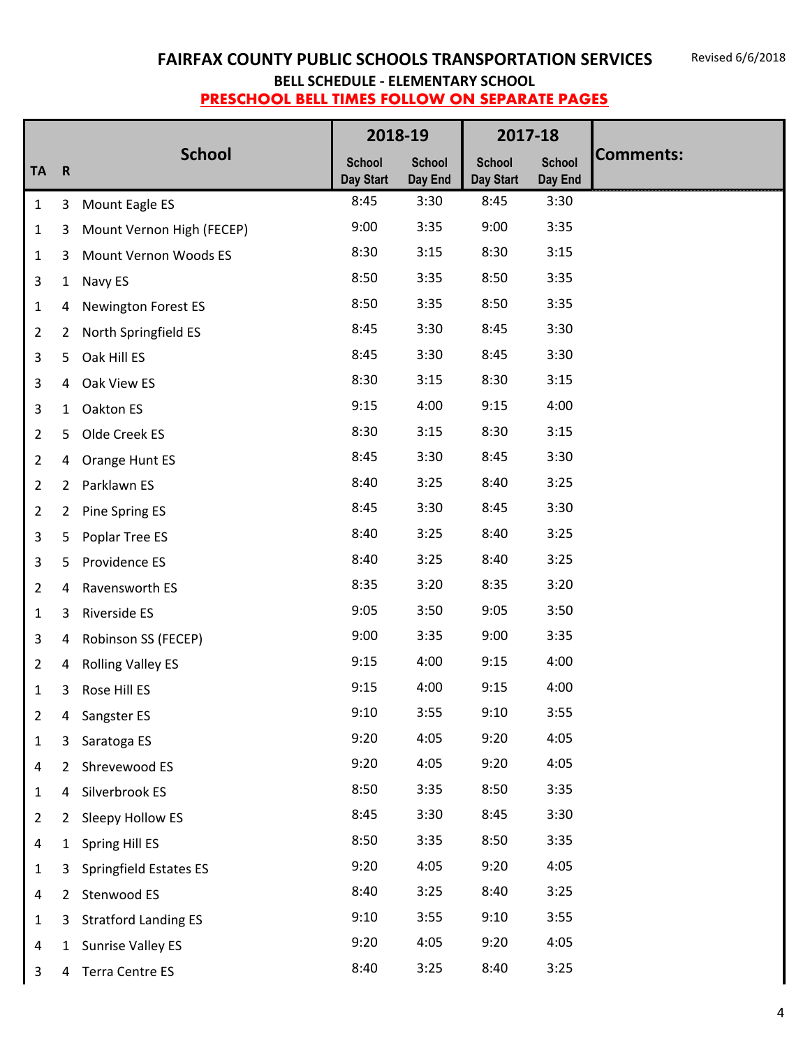# FAIRFAX COUNTY PUBLIC SCHOOLS TRANSPORTATION SERVICES

Revised 6/6/2018

## BELL SCHEDULE - ELEMENTARY SCHOOL

**PRESCHOOL BELL TIMES FOLLOW ON SEPARATE PAGES**

| TA | R | School | 2018-19 School Day Start | 2018-19 School Day End | 2017-18 School Day Start | 2017-18 School Day End | Comments: |
|---|---|---|---|---|---|---|---|
| 1 | 3 | Mount Eagle ES | 8:45 | 3:30 | 8:45 | 3:30 | |
| 1 | 3 | Mount Vernon High (FECEP) | 9:00 | 3:35 | 9:00 | 3:35 | |
| 1 | 3 | Mount Vernon Woods ES | 8:30 | 3:15 | 8:30 | 3:15 | |
| 3 | 1 | Navy ES | 8:50 | 3:35 | 8:50 | 3:35 | |
| 1 | 4 | Newington Forest ES | 8:50 | 3:35 | 8:50 | 3:35 | |
| 2 | 2 | North Springfield ES | 8:45 | 3:30 | 8:45 | 3:30 | |
| 3 | 5 | Oak Hill ES | 8:45 | 3:30 | 8:45 | 3:30 | |
| 3 | 4 | Oak View ES | 8:30 | 3:15 | 8:30 | 3:15 | |
| 3 | 1 | Oakton ES | 9:15 | 4:00 | 9:15 | 4:00 | |
| 2 | 5 | Olde Creek ES | 8:30 | 3:15 | 8:30 | 3:15 | |
| 2 | 4 | Orange Hunt ES | 8:45 | 3:30 | 8:45 | 3:30 | |
| 2 | 2 | Parklawn ES | 8:40 | 3:25 | 8:40 | 3:25 | |
| 2 | 2 | Pine Spring ES | 8:45 | 3:30 | 8:45 | 3:30 | |
| 3 | 5 | Poplar Tree ES | 8:40 | 3:25 | 8:40 | 3:25 | |
| 3 | 5 | Providence ES | 8:40 | 3:25 | 8:40 | 3:25 | |
| 2 | 4 | Ravensworth ES | 8:35 | 3:20 | 8:35 | 3:20 | |
| 1 | 3 | Riverside ES | 9:05 | 3:50 | 9:05 | 3:50 | |
| 3 | 4 | Robinson SS (FECEP) | 9:00 | 3:35 | 9:00 | 3:35 | |
| 2 | 4 | Rolling Valley ES | 9:15 | 4:00 | 9:15 | 4:00 | |
| 1 | 3 | Rose Hill ES | 9:15 | 4:00 | 9:15 | 4:00 | |
| 2 | 4 | Sangster ES | 9:10 | 3:55 | 9:10 | 3:55 | |
| 1 | 3 | Saratoga ES | 9:20 | 4:05 | 9:20 | 4:05 | |
| 4 | 2 | Shrevewood ES | 9:20 | 4:05 | 9:20 | 4:05 | |
| 1 | 4 | Silverbrook ES | 8:50 | 3:35 | 8:50 | 3:35 | |
| 2 | 2 | Sleepy Hollow ES | 8:45 | 3:30 | 8:45 | 3:30 | |
| 4 | 1 | Spring Hill ES | 8:50 | 3:35 | 8:50 | 3:35 | |
| 1 | 3 | Springfield Estates ES | 9:20 | 4:05 | 9:20 | 4:05 | |
| 4 | 2 | Stenwood ES | 8:40 | 3:25 | 8:40 | 3:25 | |
| 1 | 3 | Stratford Landing ES | 9:10 | 3:55 | 9:10 | 3:55 | |
| 4 | 1 | Sunrise Valley ES | 9:20 | 4:05 | 9:20 | 4:05 | |
| 3 | 4 | Terra Centre ES | 8:40 | 3:25 | 8:40 | 3:25 | |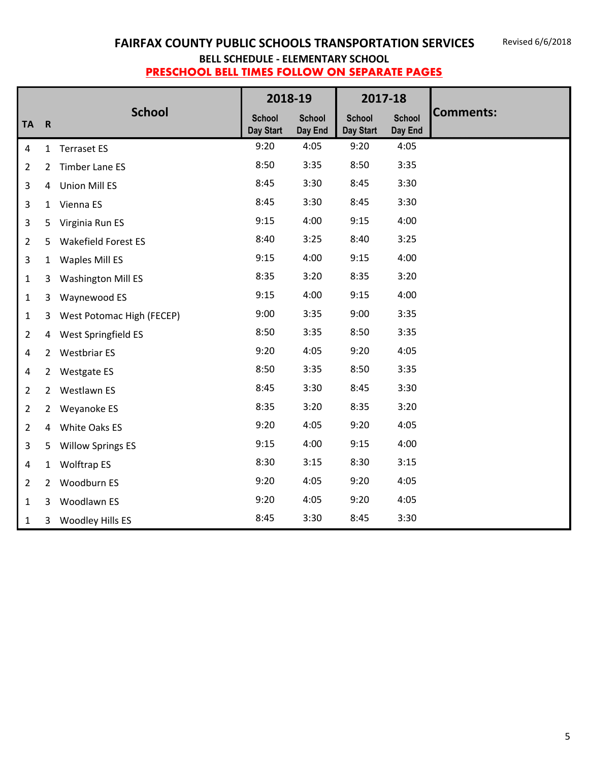# FAIRFAX COUNTY PUBLIC SCHOOLS TRANSPORTATION SERVICES

Revised 6/6/2018

## BELL SCHEDULE - ELEMENTARY SCHOOL

**PRESCHOOL BELL TIMES FOLLOW ON SEPARATE PAGES**

| TA | R | School | 2018-19 | | 2017-18 | | Comments: |
|---|---|---|---|---|---|---|---|
| | | | School Day Start | School Day End | School Day Start | School Day End | |
| 4 | 1 | Terraset ES | 9:20 | 4:05 | 9:20 | 4:05 | |
| 2 | 2 | Timber Lane ES | 8:50 | 3:35 | 8:50 | 3:35 | |
| 3 | 4 | Union Mill ES | 8:45 | 3:30 | 8:45 | 3:30 | |
| 3 | 1 | Vienna ES | 8:45 | 3:30 | 8:45 | 3:30 | |
| 3 | 5 | Virginia Run ES | 9:15 | 4:00 | 9:15 | 4:00 | |
| 2 | 5 | Wakefield Forest ES | 8:40 | 3:25 | 8:40 | 3:25 | |
| 3 | 1 | Waples Mill ES | 9:15 | 4:00 | 9:15 | 4:00 | |
| 1 | 3 | Washington Mill ES | 8:35 | 3:20 | 8:35 | 3:20 | |
| 1 | 3 | Waynewood ES | 9:15 | 4:00 | 9:15 | 4:00 | |
| 1 | 3 | West Potomac High (FECEP) | 9:00 | 3:35 | 9:00 | 3:35 | |
| 2 | 4 | West Springfield ES | 8:50 | 3:35 | 8:50 | 3:35 | |
| 4 | 2 | Westbriar ES | 9:20 | 4:05 | 9:20 | 4:05 | |
| 4 | 2 | Westgate ES | 8:50 | 3:35 | 8:50 | 3:35 | |
| 2 | 2 | Westlawn ES | 8:45 | 3:30 | 8:45 | 3:30 | |
| 2 | 2 | Weyanoke ES | 8:35 | 3:20 | 8:35 | 3:20 | |
| 2 | 4 | White Oaks ES | 9:20 | 4:05 | 9:20 | 4:05 | |
| 3 | 5 | Willow Springs ES | 9:15 | 4:00 | 9:15 | 4:00 | |
| 4 | 1 | Wolftrap ES | 8:30 | 3:15 | 8:30 | 3:15 | |
| 2 | 2 | Woodburn ES | 9:20 | 4:05 | 9:20 | 4:05 | |
| 1 | 3 | Woodlawn ES | 9:20 | 4:05 | 9:20 | 4:05 | |
| 1 | 3 | Woodley Hills ES | 8:45 | 3:30 | 8:45 | 3:30 | |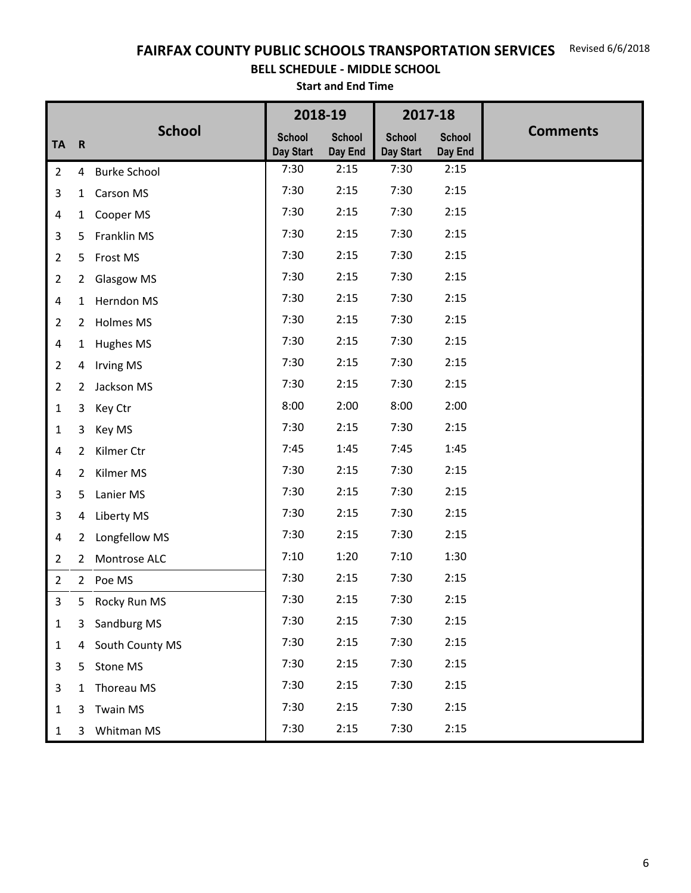# FAIRFAX COUNTY PUBLIC SCHOOLS TRANSPORTATION SERVICES

Revised 6/6/2018

## BELL SCHEDULE - MIDDLE SCHOOL

### Start and End Time

| TA | R | School | 2018-19 | | 2017-18 | | Comments |
|---|---|---|---|---|---|---|---|
| | | | School Day Start | School Day End | School Day Start | School Day End | |
| 2 | 4 | Burke School | 7:30 | 2:15 | 7:30 | 2:15 | |
| 3 | 1 | Carson MS | 7:30 | 2:15 | 7:30 | 2:15 | |
| 4 | 1 | Cooper MS | 7:30 | 2:15 | 7:30 | 2:15 | |
| 3 | 5 | Franklin MS | 7:30 | 2:15 | 7:30 | 2:15 | |
| 2 | 5 | Frost MS | 7:30 | 2:15 | 7:30 | 2:15 | |
| 2 | 2 | Glasgow MS | 7:30 | 2:15 | 7:30 | 2:15 | |
| 4 | 1 | Herndon MS | 7:30 | 2:15 | 7:30 | 2:15 | |
| 2 | 2 | Holmes MS | 7:30 | 2:15 | 7:30 | 2:15 | |
| 4 | 1 | Hughes MS | 7:30 | 2:15 | 7:30 | 2:15 | |
| 2 | 4 | Irving MS | 7:30 | 2:15 | 7:30 | 2:15 | |
| 2 | 2 | Jackson MS | 7:30 | 2:15 | 7:30 | 2:15 | |
| 1 | 3 | Key Ctr | 8:00 | 2:00 | 8:00 | 2:00 | |
| 1 | 3 | Key MS | 7:30 | 2:15 | 7:30 | 2:15 | |
| 4 | 2 | Kilmer Ctr | 7:45 | 1:45 | 7:45 | 1:45 | |
| 4 | 2 | Kilmer MS | 7:30 | 2:15 | 7:30 | 2:15 | |
| 3 | 5 | Lanier MS | 7:30 | 2:15 | 7:30 | 2:15 | |
| 3 | 4 | Liberty MS | 7:30 | 2:15 | 7:30 | 2:15 | |
| 4 | 2 | Longfellow MS | 7:30 | 2:15 | 7:30 | 2:15 | |
| 2 | 2 | Montrose ALC | 7:10 | 1:20 | 7:10 | 1:30 | |
| 2 | 2 | Poe MS | 7:30 | 2:15 | 7:30 | 2:15 | |
| 3 | 5 | Rocky Run MS | 7:30 | 2:15 | 7:30 | 2:15 | |
| 1 | 3 | Sandburg MS | 7:30 | 2:15 | 7:30 | 2:15 | |
| 1 | 4 | South County MS | 7:30 | 2:15 | 7:30 | 2:15 | |
| 3 | 5 | Stone MS | 7:30 | 2:15 | 7:30 | 2:15 | |
| 3 | 1 | Thoreau MS | 7:30 | 2:15 | 7:30 | 2:15 | |
| 1 | 3 | Twain MS | 7:30 | 2:15 | 7:30 | 2:15 | |
| 1 | 3 | Whitman MS | 7:30 | 2:15 | 7:30 | 2:15 | |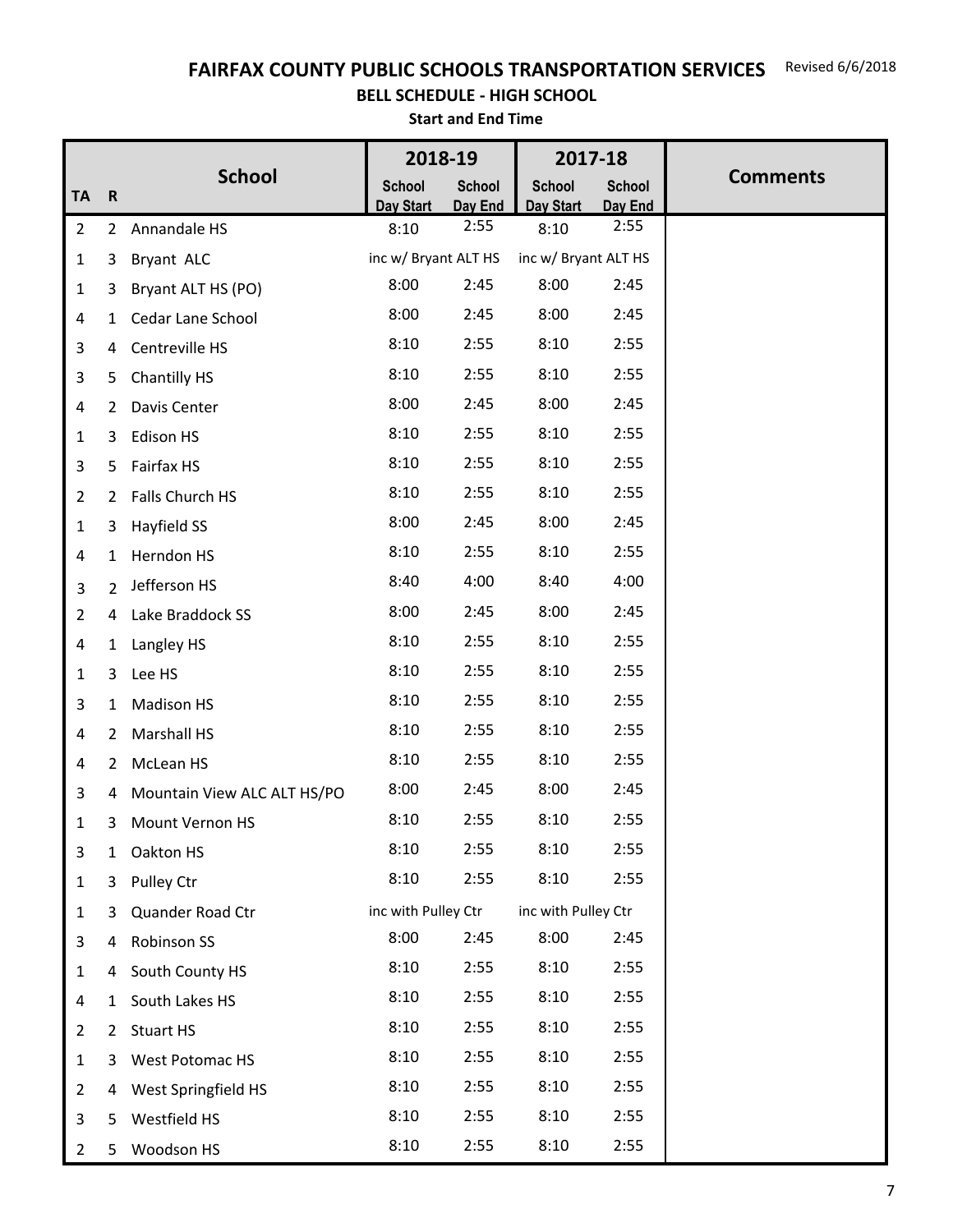# FAIRFAX COUNTY PUBLIC SCHOOLS TRANSPORTATION SERVICES

Revised 6/6/2018

## BELL SCHEDULE - HIGH SCHOOL

### Start and End Time

| TA | R | School | 2018-19 | | 2017-18 | | Comments |
|---|---|---|---|---|---|---|---|
| | | | School Day Start | School Day End | School Day Start | School Day End | |
| 2 | 2 | Annandale HS | 8:10 | 2:55 | 8:10 | 2:55 | |
| 1 | 3 | Bryant ALC | inc w/ Bryant ALT HS | | inc w/ Bryant ALT HS | | |
| 1 | 3 | Bryant ALT HS (PO) | 8:00 | 2:45 | 8:00 | 2:45 | |
| 4 | 1 | Cedar Lane School | 8:00 | 2:45 | 8:00 | 2:45 | |
| 3 | 4 | Centreville HS | 8:10 | 2:55 | 8:10 | 2:55 | |
| 3 | 5 | Chantilly HS | 8:10 | 2:55 | 8:10 | 2:55 | |
| 4 | 2 | Davis Center | 8:00 | 2:45 | 8:00 | 2:45 | |
| 1 | 3 | Edison HS | 8:10 | 2:55 | 8:10 | 2:55 | |
| 3 | 5 | Fairfax HS | 8:10 | 2:55 | 8:10 | 2:55 | |
| 2 | 2 | Falls Church HS | 8:10 | 2:55 | 8:10 | 2:55 | |
| 1 | 3 | Hayfield SS | 8:00 | 2:45 | 8:00 | 2:45 | |
| 4 | 1 | Herndon HS | 8:10 | 2:55 | 8:10 | 2:55 | |
| 3 | 2 | Jefferson HS | 8:40 | 4:00 | 8:40 | 4:00 | |
| 2 | 4 | Lake Braddock SS | 8:00 | 2:45 | 8:00 | 2:45 | |
| 4 | 1 | Langley HS | 8:10 | 2:55 | 8:10 | 2:55 | |
| 1 | 3 | Lee HS | 8:10 | 2:55 | 8:10 | 2:55 | |
| 3 | 1 | Madison HS | 8:10 | 2:55 | 8:10 | 2:55 | |
| 4 | 2 | Marshall HS | 8:10 | 2:55 | 8:10 | 2:55 | |
| 4 | 2 | McLean HS | 8:10 | 2:55 | 8:10 | 2:55 | |
| 3 | 4 | Mountain View ALC ALT HS/PO | 8:00 | 2:45 | 8:00 | 2:45 | |
| 1 | 3 | Mount Vernon HS | 8:10 | 2:55 | 8:10 | 2:55 | |
| 3 | 1 | Oakton HS | 8:10 | 2:55 | 8:10 | 2:55 | |
| 1 | 3 | Pulley Ctr | 8:10 | 2:55 | 8:10 | 2:55 | |
| 1 | 3 | Quander Road Ctr | inc with Pulley Ctr | | inc with Pulley Ctr | | |
| 3 | 4 | Robinson SS | 8:00 | 2:45 | 8:00 | 2:45 | |
| 1 | 4 | South County HS | 8:10 | 2:55 | 8:10 | 2:55 | |
| 4 | 1 | South Lakes HS | 8:10 | 2:55 | 8:10 | 2:55 | |
| 2 | 2 | Stuart HS | 8:10 | 2:55 | 8:10 | 2:55 | |
| 1 | 3 | West Potomac HS | 8:10 | 2:55 | 8:10 | 2:55 | |
| 2 | 4 | West Springfield HS | 8:10 | 2:55 | 8:10 | 2:55 | |
| 3 | 5 | Westfield HS | 8:10 | 2:55 | 8:10 | 2:55 | |
| 2 | 5 | Woodson HS | 8:10 | 2:55 | 8:10 | 2:55 | |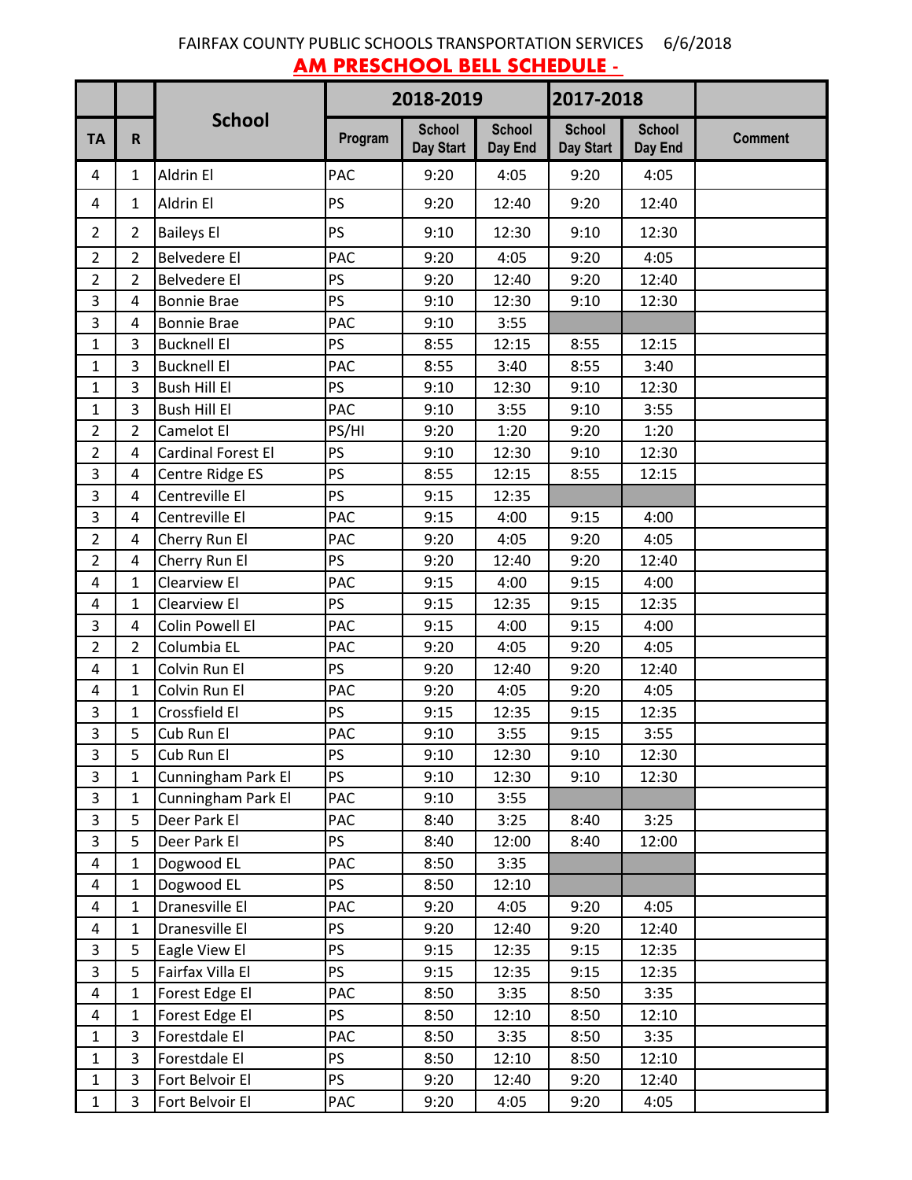FAIRFAX COUNTY PUBLIC SCHOOLS TRANSPORTATION SERVICES 6/6/2018

## AM PRESCHOOL BELL SCHEDULE -

| TA | R | School | 2018-2019 | | | 2017-2018 | | Comment |
|---|---|---|---|---|---|---|---|---|
| | | | Program | School Day Start | School Day End | School Day Start | School Day End | |
| 4 | 1 | Aldrin El | PAC | 9:20 | 4:05 | 9:20 | 4:05 | |
| 4 | 1 | Aldrin El | PS | 9:20 | 12:40 | 9:20 | 12:40 | |
| 2 | 2 | Baileys El | PS | 9:10 | 12:30 | 9:10 | 12:30 | |
| 2 | 2 | Belvedere El | PAC | 9:20 | 4:05 | 9:20 | 4:05 | |
| 2 | 2 | Belvedere El | PS | 9:20 | 12:40 | 9:20 | 12:40 | |
| 3 | 4 | Bonnie Brae | PS | 9:10 | 12:30 | 9:10 | 12:30 | |
| 3 | 4 | Bonnie Brae | PAC | 9:10 | 3:55 | | | |
| 1 | 3 | Bucknell El | PS | 8:55 | 12:15 | 8:55 | 12:15 | |
| 1 | 3 | Bucknell El | PAC | 8:55 | 3:40 | 8:55 | 3:40 | |
| 1 | 3 | Bush Hill El | PS | 9:10 | 12:30 | 9:10 | 12:30 | |
| 1 | 3 | Bush Hill El | PAC | 9:10 | 3:55 | 9:10 | 3:55 | |
| 2 | 2 | Camelot El | PS/HI | 9:20 | 1:20 | 9:20 | 1:20 | |
| 2 | 4 | Cardinal Forest El | PS | 9:10 | 12:30 | 9:10 | 12:30 | |
| 3 | 4 | Centre Ridge ES | PS | 8:55 | 12:15 | 8:55 | 12:15 | |
| 3 | 4 | Centreville El | PS | 9:15 | 12:35 | | | |
| 3 | 4 | Centreville El | PAC | 9:15 | 4:00 | 9:15 | 4:00 | |
| 2 | 4 | Cherry Run El | PAC | 9:20 | 4:05 | 9:20 | 4:05 | |
| 2 | 4 | Cherry Run El | PS | 9:20 | 12:40 | 9:20 | 12:40 | |
| 4 | 1 | Clearview El | PAC | 9:15 | 4:00 | 9:15 | 4:00 | |
| 4 | 1 | Clearview El | PS | 9:15 | 12:35 | 9:15 | 12:35 | |
| 3 | 4 | Colin Powell El | PAC | 9:15 | 4:00 | 9:15 | 4:00 | |
| 2 | 2 | Columbia EL | PAC | 9:20 | 4:05 | 9:20 | 4:05 | |
| 4 | 1 | Colvin Run El | PS | 9:20 | 12:40 | 9:20 | 12:40 | |
| 4 | 1 | Colvin Run El | PAC | 9:20 | 4:05 | 9:20 | 4:05 | |
| 3 | 1 | Crossfield El | PS | 9:15 | 12:35 | 9:15 | 12:35 | |
| 3 | 5 | Cub Run El | PAC | 9:10 | 3:55 | 9:15 | 3:55 | |
| 3 | 5 | Cub Run El | PS | 9:10 | 12:30 | 9:10 | 12:30 | |
| 3 | 1 | Cunningham Park El | PS | 9:10 | 12:30 | 9:10 | 12:30 | |
| 3 | 1 | Cunningham Park El | PAC | 9:10 | 3:55 | | | |
| 3 | 5 | Deer Park El | PAC | 8:40 | 3:25 | 8:40 | 3:25 | |
| 3 | 5 | Deer Park El | PS | 8:40 | 12:00 | 8:40 | 12:00 | |
| 4 | 1 | Dogwood EL | PAC | 8:50 | 3:35 | | | |
| 4 | 1 | Dogwood EL | PS | 8:50 | 12:10 | | | |
| 4 | 1 | Dranesville El | PAC | 9:20 | 4:05 | 9:20 | 4:05 | |
| 4 | 1 | Dranesville El | PS | 9:20 | 12:40 | 9:20 | 12:40 | |
| 3 | 5 | Eagle View El | PS | 9:15 | 12:35 | 9:15 | 12:35 | |
| 3 | 5 | Fairfax Villa El | PS | 9:15 | 12:35 | 9:15 | 12:35 | |
| 4 | 1 | Forest Edge El | PAC | 8:50 | 3:35 | 8:50 | 3:35 | |
| 4 | 1 | Forest Edge El | PS | 8:50 | 12:10 | 8:50 | 12:10 | |
| 1 | 3 | Forestdale El | PAC | 8:50 | 3:35 | 8:50 | 3:35 | |
| 1 | 3 | Forestdale El | PS | 8:50 | 12:10 | 8:50 | 12:10 | |
| 1 | 3 | Fort Belvoir El | PS | 9:20 | 12:40 | 9:20 | 12:40 | |
| 1 | 3 | Fort Belvoir El | PAC | 9:20 | 4:05 | 9:20 | 4:05 | |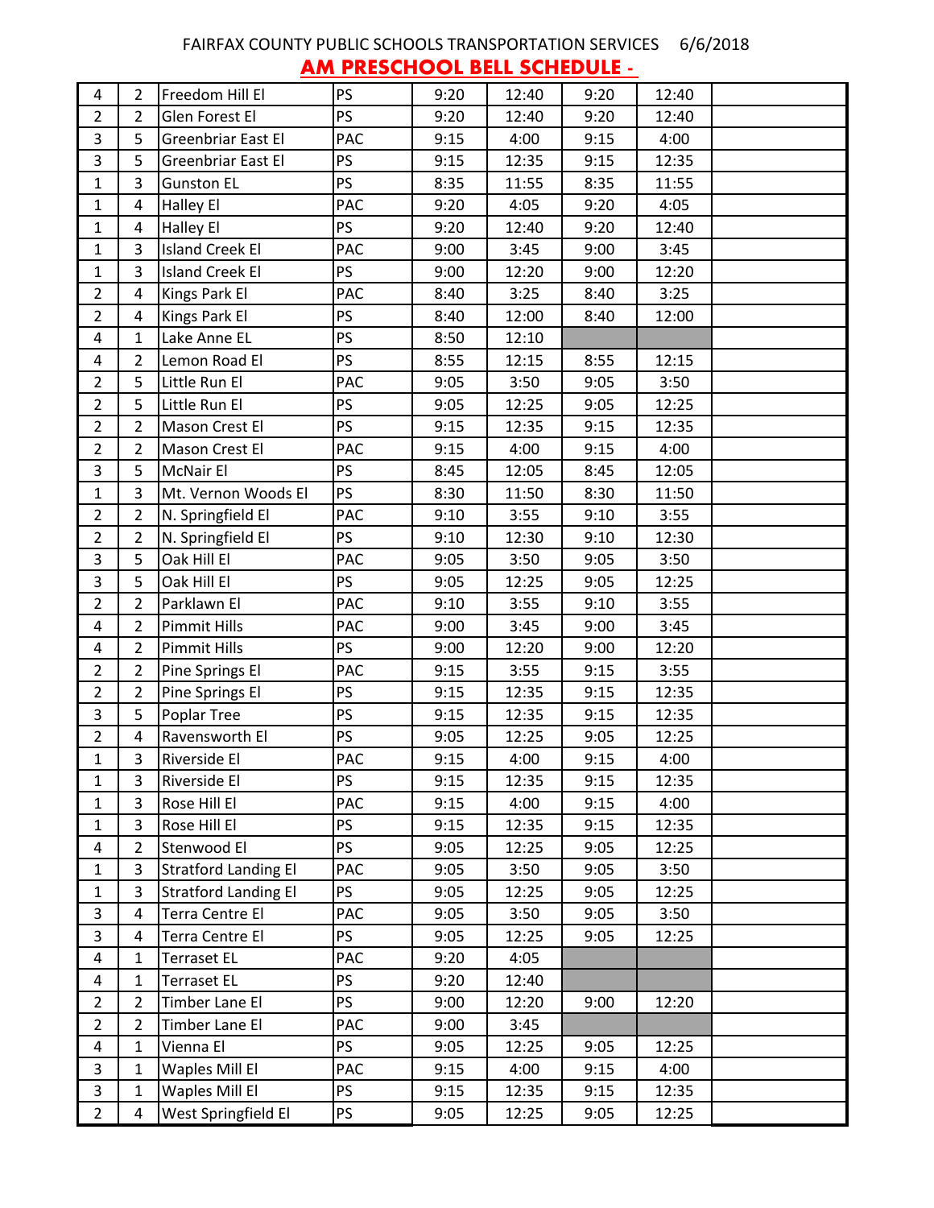FAIRFAX COUNTY PUBLIC SCHOOLS TRANSPORTATION SERVICES 6/6/2018

**AM PRESCHOOL BELL SCHEDULE -**

| | | | | | | | | |
|---|---|---|---|---|---|---|---|---|
| 4 | 2 | Freedom Hill El | PS | 9:20 | 12:40 | 9:20 | 12:40 | |
| 2 | 2 | Glen Forest El | PS | 9:20 | 12:40 | 9:20 | 12:40 | |
| 3 | 5 | Greenbriar East El | PAC | 9:15 | 4:00 | 9:15 | 4:00 | |
| 3 | 5 | Greenbriar East El | PS | 9:15 | 12:35 | 9:15 | 12:35 | |
| 1 | 3 | Gunston EL | PS | 8:35 | 11:55 | 8:35 | 11:55 | |
| 1 | 4 | Halley El | PAC | 9:20 | 4:05 | 9:20 | 4:05 | |
| 1 | 4 | Halley El | PS | 9:20 | 12:40 | 9:20 | 12:40 | |
| 1 | 3 | Island Creek El | PAC | 9:00 | 3:45 | 9:00 | 3:45 | |
| 1 | 3 | Island Creek El | PS | 9:00 | 12:20 | 9:00 | 12:20 | |
| 2 | 4 | Kings Park El | PAC | 8:40 | 3:25 | 8:40 | 3:25 | |
| 2 | 4 | Kings Park El | PS | 8:40 | 12:00 | 8:40 | 12:00 | |
| 4 | 1 | Lake Anne EL | PS | 8:50 | 12:10 | | | |
| 4 | 2 | Lemon Road El | PS | 8:55 | 12:15 | 8:55 | 12:15 | |
| 2 | 5 | Little Run El | PAC | 9:05 | 3:50 | 9:05 | 3:50 | |
| 2 | 5 | Little Run El | PS | 9:05 | 12:25 | 9:05 | 12:25 | |
| 2 | 2 | Mason Crest El | PS | 9:15 | 12:35 | 9:15 | 12:35 | |
| 2 | 2 | Mason Crest El | PAC | 9:15 | 4:00 | 9:15 | 4:00 | |
| 3 | 5 | McNair El | PS | 8:45 | 12:05 | 8:45 | 12:05 | |
| 1 | 3 | Mt. Vernon Woods El | PS | 8:30 | 11:50 | 8:30 | 11:50 | |
| 2 | 2 | N. Springfield El | PAC | 9:10 | 3:55 | 9:10 | 3:55 | |
| 2 | 2 | N. Springfield El | PS | 9:10 | 12:30 | 9:10 | 12:30 | |
| 3 | 5 | Oak Hill El | PAC | 9:05 | 3:50 | 9:05 | 3:50 | |
| 3 | 5 | Oak Hill El | PS | 9:05 | 12:25 | 9:05 | 12:25 | |
| 2 | 2 | Parklawn El | PAC | 9:10 | 3:55 | 9:10 | 3:55 | |
| 4 | 2 | Pimmit Hills | PAC | 9:00 | 3:45 | 9:00 | 3:45 | |
| 4 | 2 | Pimmit Hills | PS | 9:00 | 12:20 | 9:00 | 12:20 | |
| 2 | 2 | Pine Springs El | PAC | 9:15 | 3:55 | 9:15 | 3:55 | |
| 2 | 2 | Pine Springs El | PS | 9:15 | 12:35 | 9:15 | 12:35 | |
| 3 | 5 | Poplar Tree | PS | 9:15 | 12:35 | 9:15 | 12:35 | |
| 2 | 4 | Ravensworth El | PS | 9:05 | 12:25 | 9:05 | 12:25 | |
| 1 | 3 | Riverside El | PAC | 9:15 | 4:00 | 9:15 | 4:00 | |
| 1 | 3 | Riverside El | PS | 9:15 | 12:35 | 9:15 | 12:35 | |
| 1 | 3 | Rose Hill El | PAC | 9:15 | 4:00 | 9:15 | 4:00 | |
| 1 | 3 | Rose Hill El | PS | 9:15 | 12:35 | 9:15 | 12:35 | |
| 4 | 2 | Stenwood El | PS | 9:05 | 12:25 | 9:05 | 12:25 | |
| 1 | 3 | Stratford Landing El | PAC | 9:05 | 3:50 | 9:05 | 3:50 | |
| 1 | 3 | Stratford Landing El | PS | 9:05 | 12:25 | 9:05 | 12:25 | |
| 3 | 4 | Terra Centre El | PAC | 9:05 | 3:50 | 9:05 | 3:50 | |
| 3 | 4 | Terra Centre El | PS | 9:05 | 12:25 | 9:05 | 12:25 | |
| 4 | 1 | Terraset EL | PAC | 9:20 | 4:05 | | | |
| 4 | 1 | Terraset EL | PS | 9:20 | 12:40 | | | |
| 2 | 2 | Timber Lane El | PS | 9:00 | 12:20 | 9:00 | 12:20 | |
| 2 | 2 | Timber Lane El | PAC | 9:00 | 3:45 | | | |
| 4 | 1 | Vienna El | PS | 9:05 | 12:25 | 9:05 | 12:25 | |
| 3 | 1 | Waples Mill El | PAC | 9:15 | 4:00 | 9:15 | 4:00 | |
| 3 | 1 | Waples Mill El | PS | 9:15 | 12:35 | 9:15 | 12:35 | |
| 2 | 4 | West Springfield El | PS | 9:05 | 12:25 | 9:05 | 12:25 | |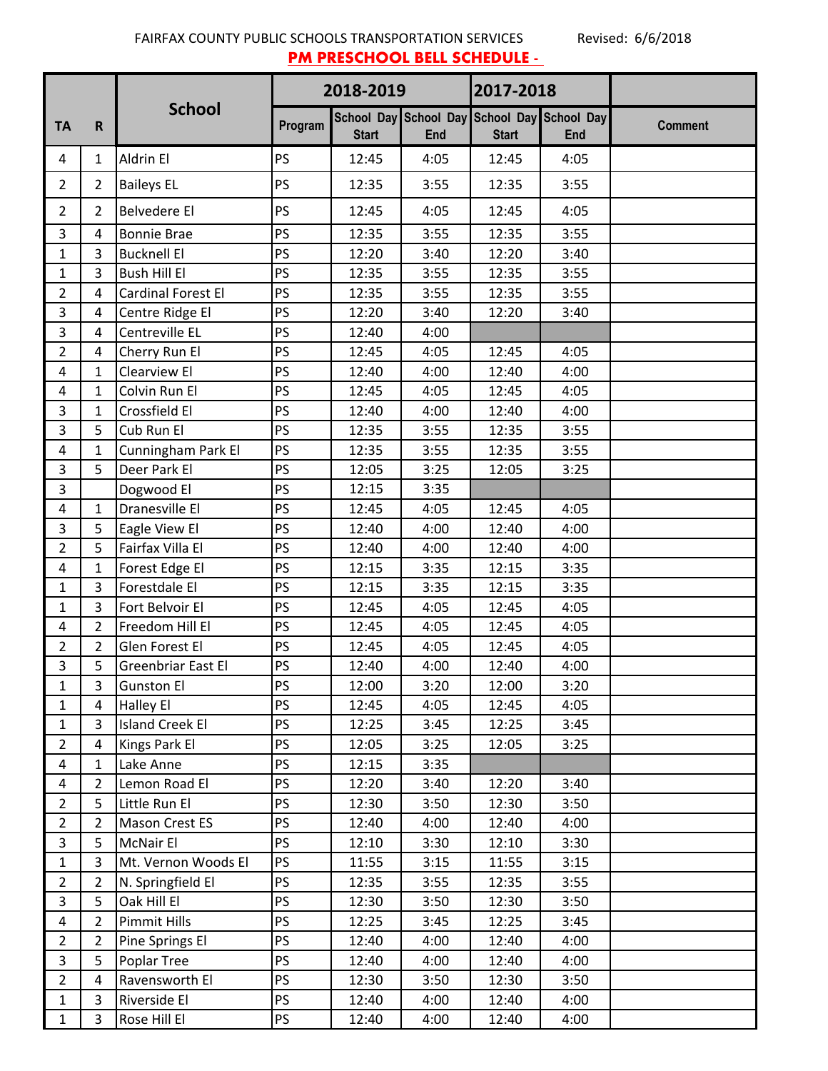FAIRFAX COUNTY PUBLIC SCHOOLS TRANSPORTATION SERVICES Revised: 6/6/2018

## PM PRESCHOOL BELL SCHEDULE -

| TA | R | School | 2018-2019 | | | 2017-2018 | | |
|---|---|---|---|---|---|---|---|---|
| | | | Program | School Day Start | School Day End | School Day Start | School Day End | Comment |
| 4 | 1 | Aldrin El | PS | 12:45 | 4:05 | 12:45 | 4:05 | |
| 2 | 2 | Baileys EL | PS | 12:35 | 3:55 | 12:35 | 3:55 | |
| 2 | 2 | Belvedere El | PS | 12:45 | 4:05 | 12:45 | 4:05 | |
| 3 | 4 | Bonnie Brae | PS | 12:35 | 3:55 | 12:35 | 3:55 | |
| 1 | 3 | Bucknell El | PS | 12:20 | 3:40 | 12:20 | 3:40 | |
| 1 | 3 | Bush Hill El | PS | 12:35 | 3:55 | 12:35 | 3:55 | |
| 2 | 4 | Cardinal Forest El | PS | 12:35 | 3:55 | 12:35 | 3:55 | |
| 3 | 4 | Centre Ridge El | PS | 12:20 | 3:40 | 12:20 | 3:40 | |
| 3 | 4 | Centreville EL | PS | 12:40 | 4:00 | | | |
| 2 | 4 | Cherry Run El | PS | 12:45 | 4:05 | 12:45 | 4:05 | |
| 4 | 1 | Clearview El | PS | 12:40 | 4:00 | 12:40 | 4:00 | |
| 4 | 1 | Colvin Run El | PS | 12:45 | 4:05 | 12:45 | 4:05 | |
| 3 | 1 | Crossfield El | PS | 12:40 | 4:00 | 12:40 | 4:00 | |
| 3 | 5 | Cub Run El | PS | 12:35 | 3:55 | 12:35 | 3:55 | |
| 4 | 1 | Cunningham Park El | PS | 12:35 | 3:55 | 12:35 | 3:55 | |
| 3 | 5 | Deer Park El | PS | 12:05 | 3:25 | 12:05 | 3:25 | |
| 3 | | Dogwood El | PS | 12:15 | 3:35 | | | |
| 4 | 1 | Dranesville El | PS | 12:45 | 4:05 | 12:45 | 4:05 | |
| 3 | 5 | Eagle View El | PS | 12:40 | 4:00 | 12:40 | 4:00 | |
| 2 | 5 | Fairfax Villa El | PS | 12:40 | 4:00 | 12:40 | 4:00 | |
| 4 | 1 | Forest Edge El | PS | 12:15 | 3:35 | 12:15 | 3:35 | |
| 1 | 3 | Forestdale El | PS | 12:15 | 3:35 | 12:15 | 3:35 | |
| 1 | 3 | Fort Belvoir El | PS | 12:45 | 4:05 | 12:45 | 4:05 | |
| 4 | 2 | Freedom Hill El | PS | 12:45 | 4:05 | 12:45 | 4:05 | |
| 2 | 2 | Glen Forest El | PS | 12:45 | 4:05 | 12:45 | 4:05 | |
| 3 | 5 | Greenbriar East El | PS | 12:40 | 4:00 | 12:40 | 4:00 | |
| 1 | 3 | Gunston El | PS | 12:00 | 3:20 | 12:00 | 3:20 | |
| 1 | 4 | Halley El | PS | 12:45 | 4:05 | 12:45 | 4:05 | |
| 1 | 3 | Island Creek El | PS | 12:25 | 3:45 | 12:25 | 3:45 | |
| 2 | 4 | Kings Park El | PS | 12:05 | 3:25 | 12:05 | 3:25 | |
| 4 | 1 | Lake Anne | PS | 12:15 | 3:35 | | | |
| 4 | 2 | Lemon Road El | PS | 12:20 | 3:40 | 12:20 | 3:40 | |
| 2 | 5 | Little Run El | PS | 12:30 | 3:50 | 12:30 | 3:50 | |
| 2 | 2 | Mason Crest ES | PS | 12:40 | 4:00 | 12:40 | 4:00 | |
| 3 | 5 | McNair El | PS | 12:10 | 3:30 | 12:10 | 3:30 | |
| 1 | 3 | Mt. Vernon Woods El | PS | 11:55 | 3:15 | 11:55 | 3:15 | |
| 2 | 2 | N. Springfield El | PS | 12:35 | 3:55 | 12:35 | 3:55 | |
| 3 | 5 | Oak Hill El | PS | 12:30 | 3:50 | 12:30 | 3:50 | |
| 4 | 2 | Pimmit Hills | PS | 12:25 | 3:45 | 12:25 | 3:45 | |
| 2 | 2 | Pine Springs El | PS | 12:40 | 4:00 | 12:40 | 4:00 | |
| 3 | 5 | Poplar Tree | PS | 12:40 | 4:00 | 12:40 | 4:00 | |
| 2 | 4 | Ravensworth El | PS | 12:30 | 3:50 | 12:30 | 3:50 | |
| 1 | 3 | Riverside El | PS | 12:40 | 4:00 | 12:40 | 4:00 | |
| 1 | 3 | Rose Hill El | PS | 12:40 | 4:00 | 12:40 | 4:00 | |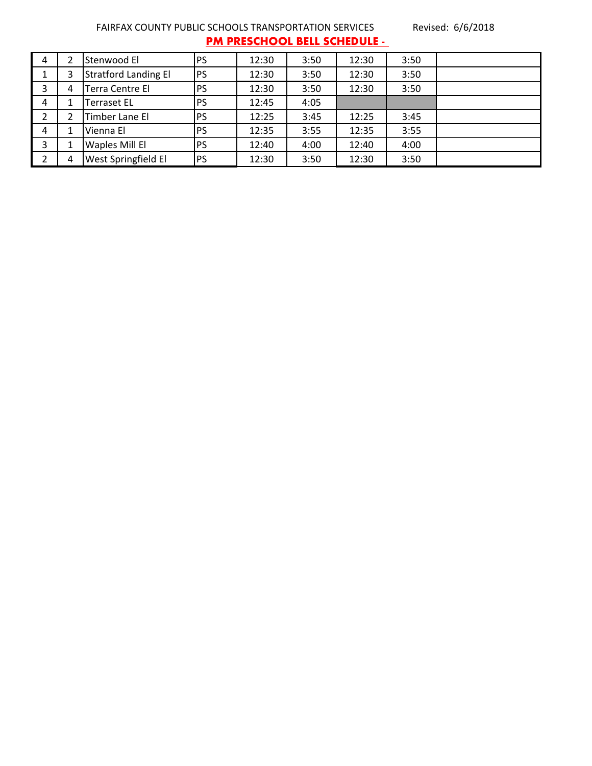FAIRFAX COUNTY PUBLIC SCHOOLS TRANSPORTATION SERVICES Revised: 6/6/2018

## PM PRESCHOOL BELL SCHEDULE -

| | | | | | | | | |
|---|---|---|---|---|---|---|---|---|
| 4 | 2 | Stenwood El | PS | 12:30 | 3:50 | 12:30 | 3:50 | |
| 1 | 3 | Stratford Landing El | PS | 12:30 | 3:50 | 12:30 | 3:50 | |
| 3 | 4 | Terra Centre El | PS | 12:30 | 3:50 | 12:30 | 3:50 | |
| 4 | 1 | Terraset EL | PS | 12:45 | 4:05 | | | |
| 2 | 2 | Timber Lane El | PS | 12:25 | 3:45 | 12:25 | 3:45 | |
| 4 | 1 | Vienna El | PS | 12:35 | 3:55 | 12:35 | 3:55 | |
| 3 | 1 | Waples Mill El | PS | 12:40 | 4:00 | 12:40 | 4:00 | |
| 2 | 4 | West Springfield El | PS | 12:30 | 3:50 | 12:30 | 3:50 | |